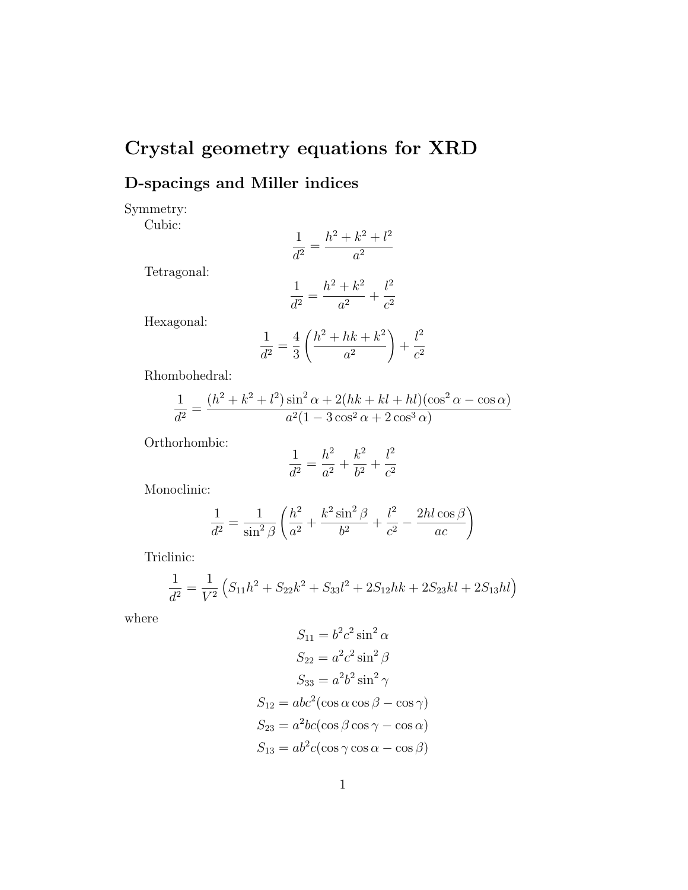# Crystal geometry equations for XRD

## D-spacings and Miller indices

Symmetry:

Cubic:

$$\frac{1}{d^2} = \frac{h^2 + k^2 + l^2}{a^2}$$

Tetragonal:

$$\frac{1}{d^2} = \frac{h^2 + k^2}{a^2} + \frac{l^2}{c^2}$$

Hexagonal:

$$\frac{1}{d^2} = \frac{4}{3}\left(\frac{h^2 + hk + k^2}{a^2}\right) + \frac{l^2}{c^2}$$

Rhombohedral:

$$\frac{1}{d^2} = \frac{(h^2 + k^2 + l^2)\sin^2\alpha + 2(hk + kl + hl)(\cos^2\alpha - \cos\alpha)}{a^2(1 - 3\cos^2\alpha + 2\cos^3\alpha)}$$

Orthorhombic:

$$\frac{1}{d^2} = \frac{h^2}{a^2} + \frac{k^2}{b^2} + \frac{l^2}{c^2}$$

Monoclinic:

$$\frac{1}{d^2} = \frac{1}{\sin^2\beta}\left(\frac{h^2}{a^2} + \frac{k^2\sin^2\beta}{b^2} + \frac{l^2}{c^2} - \frac{2hl\cos\beta}{ac}\right)$$

Triclinic:

$$\frac{1}{d^2} = \frac{1}{V^2}\left(S_{11}h^2 + S_{22}k^2 + S_{33}l^2 + 2S_{12}hk + 2S_{23}kl + 2S_{13}hl\right)$$

where

$$S_{11} = b^2c^2\sin^2\alpha$$

$$S_{22} = a^2c^2\sin^2\beta$$

$$S_{33} = a^2b^2\sin^2\gamma$$

$$S_{12} = abc^2(\cos\alpha\cos\beta - \cos\gamma)$$

$$S_{23} = a^2bc(\cos\beta\cos\gamma - \cos\alpha)$$

$$S_{13} = ab^2c(\cos\gamma\cos\alpha - \cos\beta)$$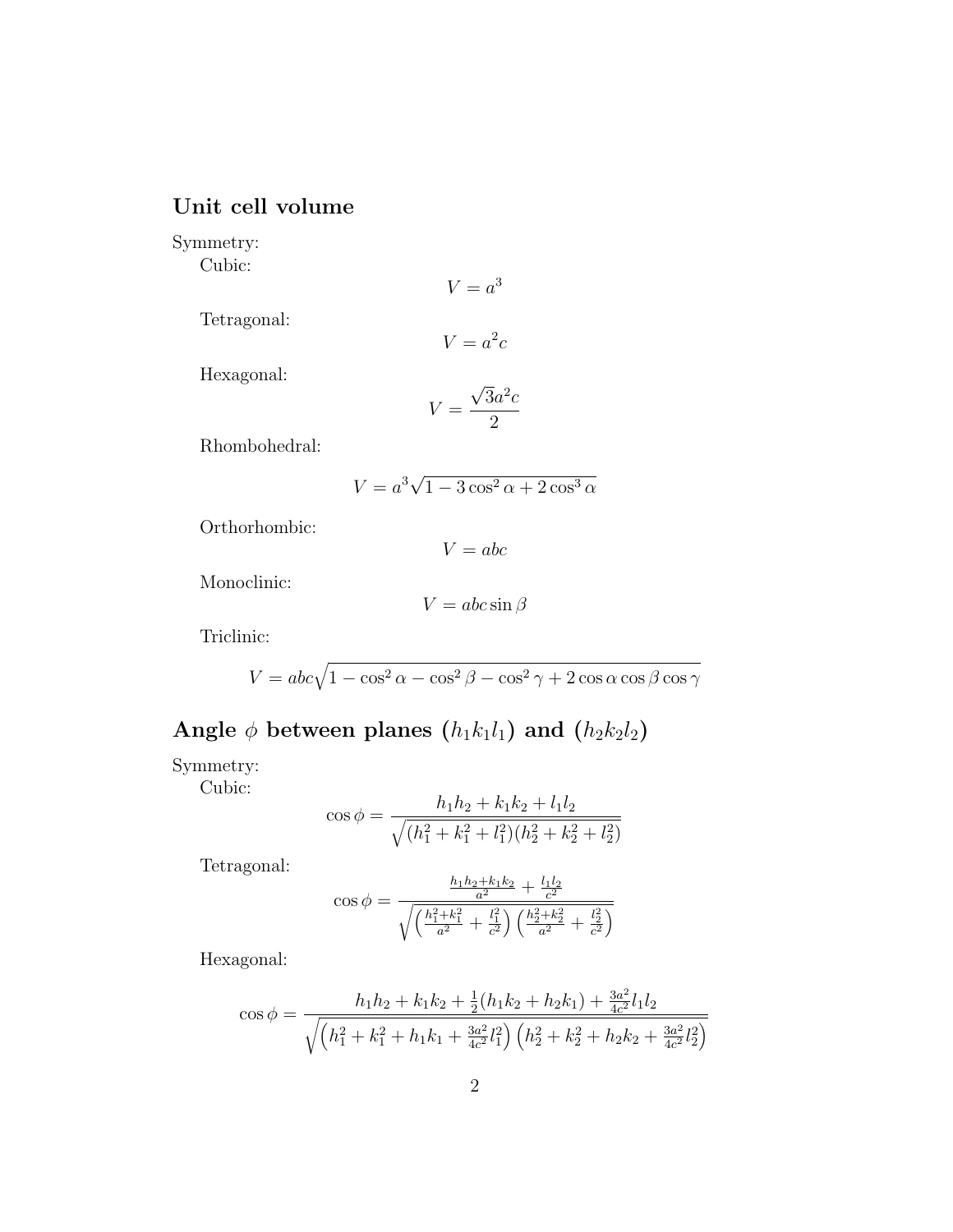## Unit cell volume

Symmetry:

Cubic:

$$V = a^3$$

Tetragonal:

$$V = a^2 c$$

Hexagonal:

$$V = \frac{\sqrt{3}a^2 c}{2}$$

Rhombohedral:

$$V = a^3\sqrt{1 - 3\cos^2\alpha + 2\cos^3\alpha}$$

Orthorhombic:

$$V = abc$$

Monoclinic:

$$V = abc\sin\beta$$

Triclinic:

$$V = abc\sqrt{1 - \cos^2\alpha - \cos^2\beta - \cos^2\gamma + 2\cos\alpha\cos\beta\cos\gamma}$$

## Angle $\phi$ between planes $(h_1k_1l_1)$ and $(h_2k_2l_2)$

Symmetry:

Cubic:

$$\cos\phi = \frac{h_1h_2 + k_1k_2 + l_1l_2}{\sqrt{(h_1^2 + k_1^2 + l_1^2)(h_2^2 + k_2^2 + l_2^2)}}$$

Tetragonal:

$$\cos\phi = \frac{\frac{h_1h_2 + k_1k_2}{a^2} + \frac{l_1l_2}{c^2}}{\sqrt{\left(\frac{h_1^2 + k_1^2}{a^2} + \frac{l_1^2}{c^2}\right)\left(\frac{h_2^2 + k_2^2}{a^2} + \frac{l_2^2}{c^2}\right)}}$$

Hexagonal:

$$\cos\phi = \frac{h_1h_2 + k_1k_2 + \frac{1}{2}(h_1k_2 + h_2k_1) + \frac{3a^2}{4c^2}l_1l_2}{\sqrt{\left(h_1^2 + k_1^2 + h_1k_1 + \frac{3a^2}{4c^2}l_1^2\right)\left(h_2^2 + k_2^2 + h_2k_2 + \frac{3a^2}{4c^2}l_2^2\right)}}$$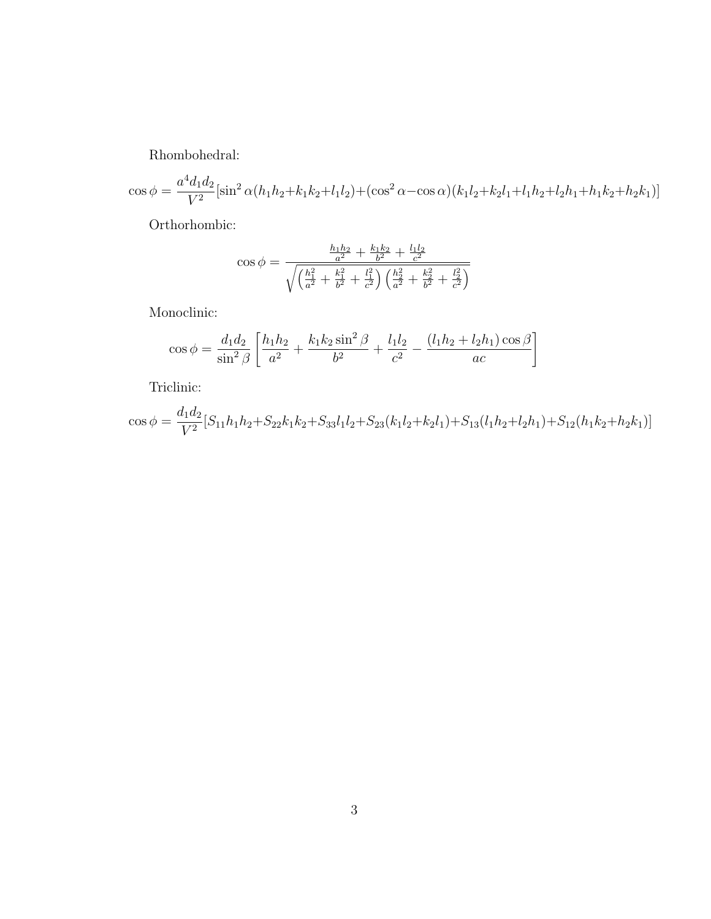Rhombohedral:

$$\cos\phi = \frac{a^4 d_1 d_2}{V^2}[\sin^2\alpha(h_1h_2+k_1k_2+l_1l_2)+(\cos^2\alpha-\cos\alpha)(k_1l_2+k_2l_1+l_1h_2+l_2h_1+h_1k_2+h_2k_1)]$$

Orthorhombic:

$$\cos\phi = \frac{\frac{h_1h_2}{a^2}+\frac{k_1k_2}{b^2}+\frac{l_1l_2}{c^2}}{\sqrt{\left(\frac{h_1^2}{a^2}+\frac{k_1^2}{b^2}+\frac{l_1^2}{c^2}\right)\left(\frac{h_2^2}{a^2}+\frac{k_2^2}{b^2}+\frac{l_2^2}{c^2}\right)}}$$

Monoclinic:

$$\cos\phi = \frac{d_1 d_2}{\sin^2\beta}\left[\frac{h_1h_2}{a^2}+\frac{k_1k_2\sin^2\beta}{b^2}+\frac{l_1l_2}{c^2}-\frac{(l_1h_2+l_2h_1)\cos\beta}{ac}\right]$$

Triclinic:

$$\cos\phi = \frac{d_1 d_2}{V^2}[S_{11}h_1h_2+S_{22}k_1k_2+S_{33}l_1l_2+S_{23}(k_1l_2+k_2l_1)+S_{13}(l_1h_2+l_2h_1)+S_{12}(h_1k_2+h_2k_1)]$$